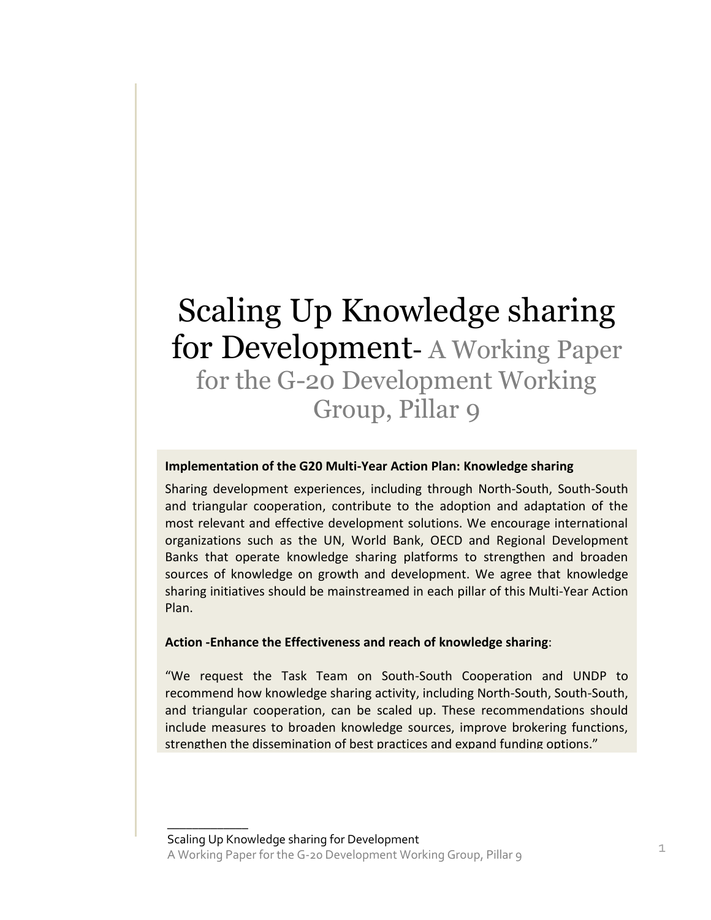# Scaling Up Knowledge sharing for Development- A Working Paper for the G-20 Development Working Group, Pillar 9

**Implementation of the G20 Multi-Year Action Plan: Knowledge sharing**

Sharing development experiences, including through North-South, South-South and triangular cooperation, contribute to the adoption and adaptation of the most relevant and effective development solutions. We encourage international organizations such as the UN, World Bank, OECD and Regional Development Banks that operate knowledge sharing platforms to strengthen and broaden sources of knowledge on growth and development. We agree that knowledge sharing initiatives should be mainstreamed in each pillar of this Multi-Year Action Plan.

**Action -Enhance the Effectiveness and reach of knowledge sharing**:

"We request the Task Team on South-South Cooperation and UNDP to recommend how knowledge sharing activity, including North-South, South-South, and triangular cooperation, can be scaled up. These recommendations should include measures to broaden knowledge sources, improve brokering functions, strengthen the dissemination of best practices and expand funding options."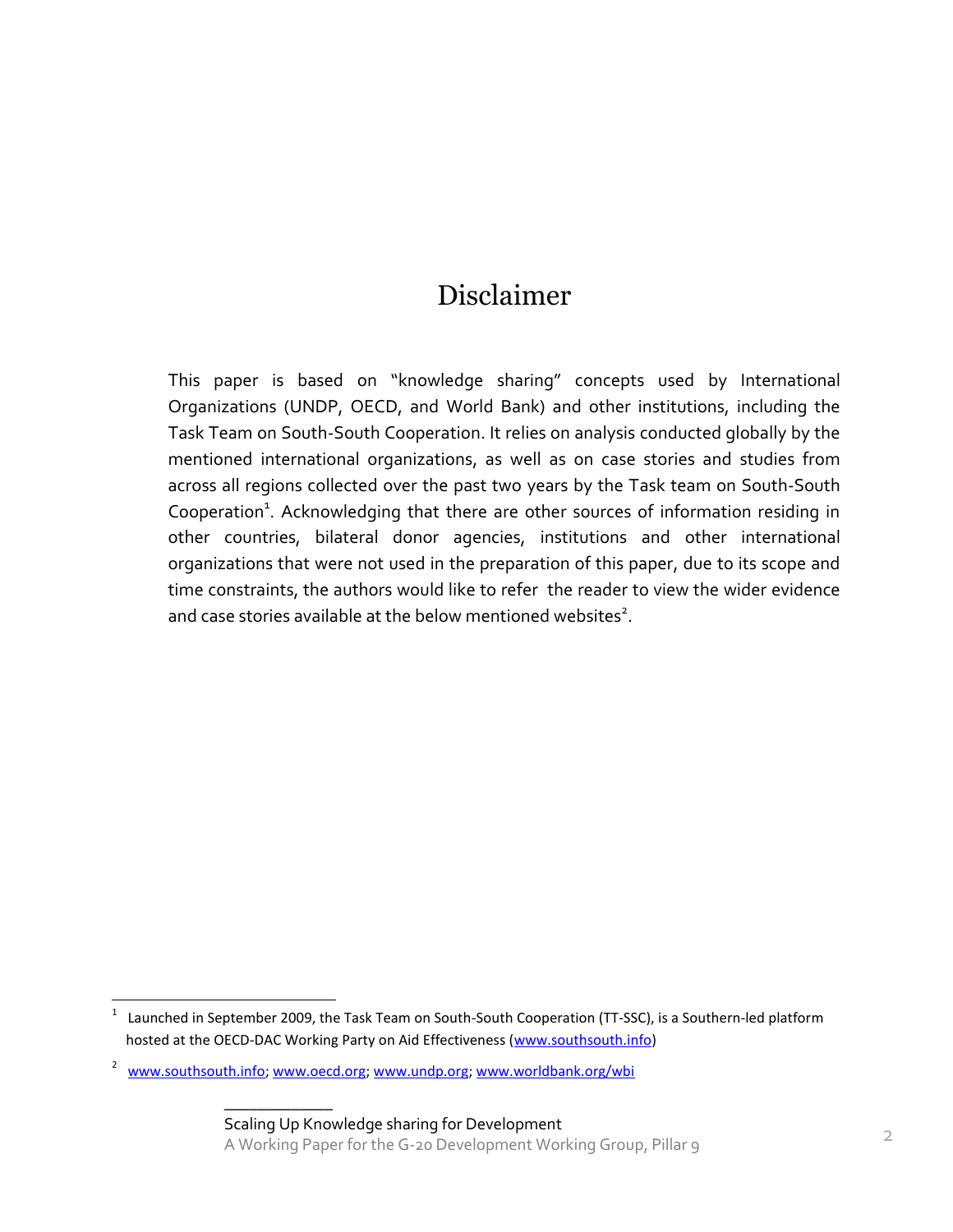# Disclaimer

This paper is based on "knowledge sharing" concepts used by International Organizations (UNDP, OECD, and World Bank) and other institutions, including the Task Team on South-South Cooperation. It relies on analysis conducted globally by the mentioned international organizations, as well as on case stories and studies from across all regions collected over the past two years by the Task team on South-South Cooperation[1]. Acknowledging that there are other sources of information residing in other countries, bilateral donor agencies, institutions and other international organizations that were not used in the preparation of this paper, due to its scope and time constraints, the authors would like to refer the reader to view the wider evidence and case stories available at the below mentioned websites[2].

---

[1] Launched in September 2009, the Task Team on South-South Cooperation (TT-SSC), is a Southern-led platform hosted at the OECD-DAC Working Party on Aid Effectiveness (www.southsouth.info)

[2] www.southsouth.info; www.oecd.org; www.undp.org; www.worldbank.org/wbi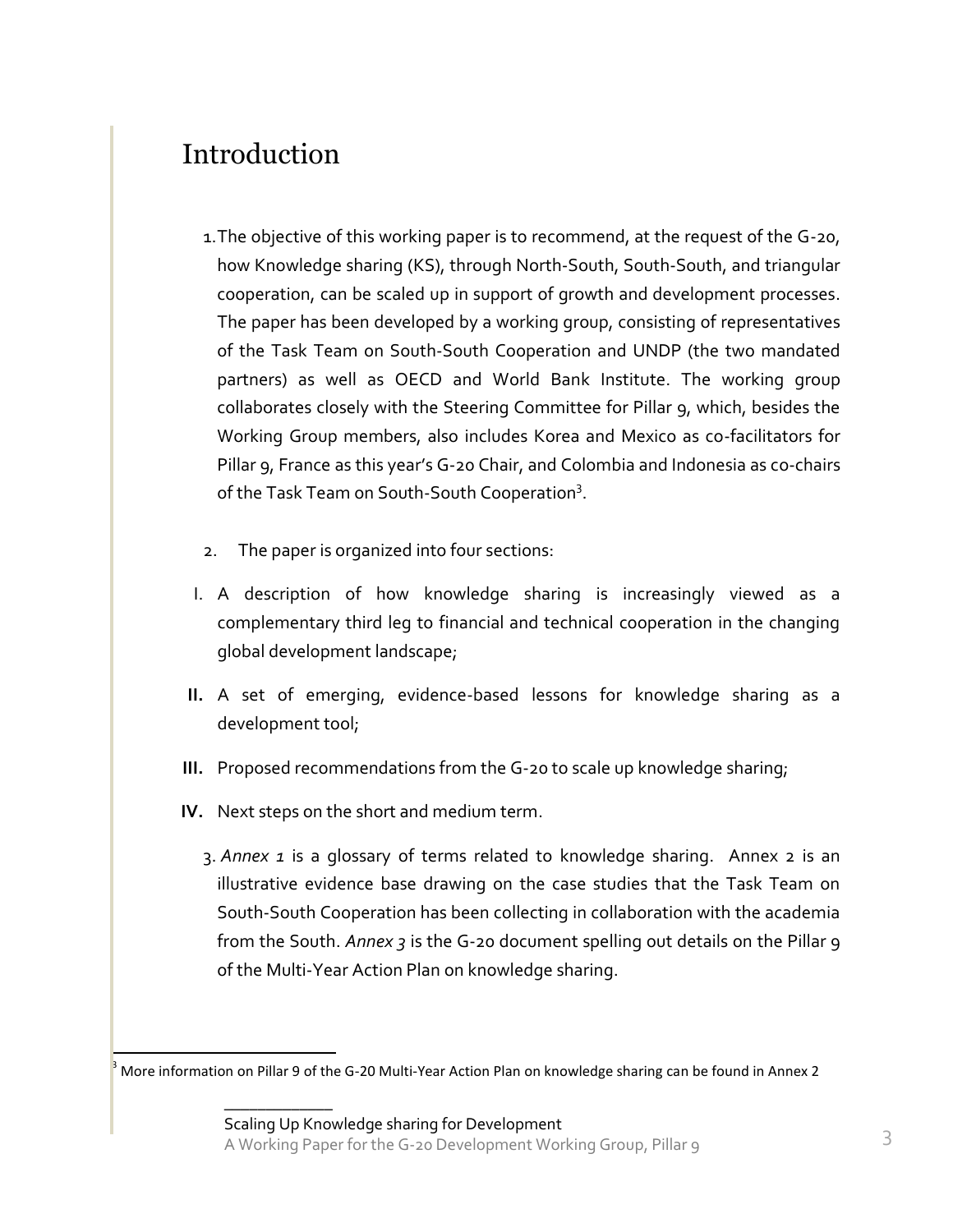# Introduction

1. The objective of this working paper is to recommend, at the request of the G-20, how Knowledge sharing (KS), through North-South, South-South, and triangular cooperation, can be scaled up in support of growth and development processes. The paper has been developed by a working group, consisting of representatives of the Task Team on South-South Cooperation and UNDP (the two mandated partners) as well as OECD and World Bank Institute. The working group collaborates closely with the Steering Committee for Pillar 9, which, besides the Working Group members, also includes Korea and Mexico as co-facilitators for Pillar 9, France as this year's G-20 Chair, and Colombia and Indonesia as co-chairs of the Task Team on South-South Cooperation[3].

2. The paper is organized into four sections:

I. A description of how knowledge sharing is increasingly viewed as a complementary third leg to financial and technical cooperation in the changing global development landscape;

**II.** A set of emerging, evidence-based lessons for knowledge sharing as a development tool;

**III.** Proposed recommendations from the G-20 to scale up knowledge sharing;

**IV.** Next steps on the short and medium term.

3. *Annex 1* is a glossary of terms related to knowledge sharing. Annex 2 is an illustrative evidence base drawing on the case studies that the Task Team on South-South Cooperation has been collecting in collaboration with the academia from the South. *Annex 3* is the G-20 document spelling out details on the Pillar 9 of the Multi-Year Action Plan on knowledge sharing.

---

[3] More information on Pillar 9 of the G-20 Multi-Year Action Plan on knowledge sharing can be found in Annex 2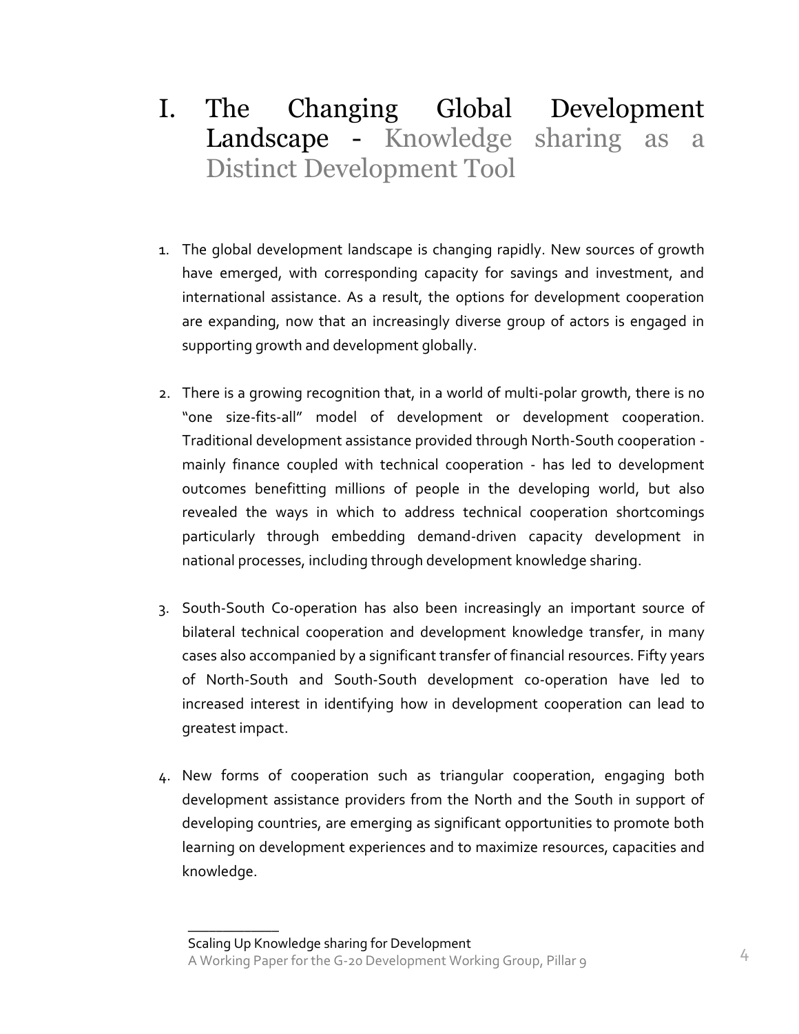# I. The Changing Global Development Landscape - Knowledge sharing as a Distinct Development Tool

1. The global development landscape is changing rapidly. New sources of growth have emerged, with corresponding capacity for savings and investment, and international assistance. As a result, the options for development cooperation are expanding, now that an increasingly diverse group of actors is engaged in supporting growth and development globally.

2. There is a growing recognition that, in a world of multi-polar growth, there is no "one size-fits-all" model of development or development cooperation. Traditional development assistance provided through North-South cooperation - mainly finance coupled with technical cooperation - has led to development outcomes benefitting millions of people in the developing world, but also revealed the ways in which to address technical cooperation shortcomings particularly through embedding demand-driven capacity development in national processes, including through development knowledge sharing.

3. South-South Co-operation has also been increasingly an important source of bilateral technical cooperation and development knowledge transfer, in many cases also accompanied by a significant transfer of financial resources. Fifty years of North-South and South-South development co-operation have led to increased interest in identifying how in development cooperation can lead to greatest impact.

4. New forms of cooperation such as triangular cooperation, engaging both development assistance providers from the North and the South in support of developing countries, are emerging as significant opportunities to promote both learning on development experiences and to maximize resources, capacities and knowledge.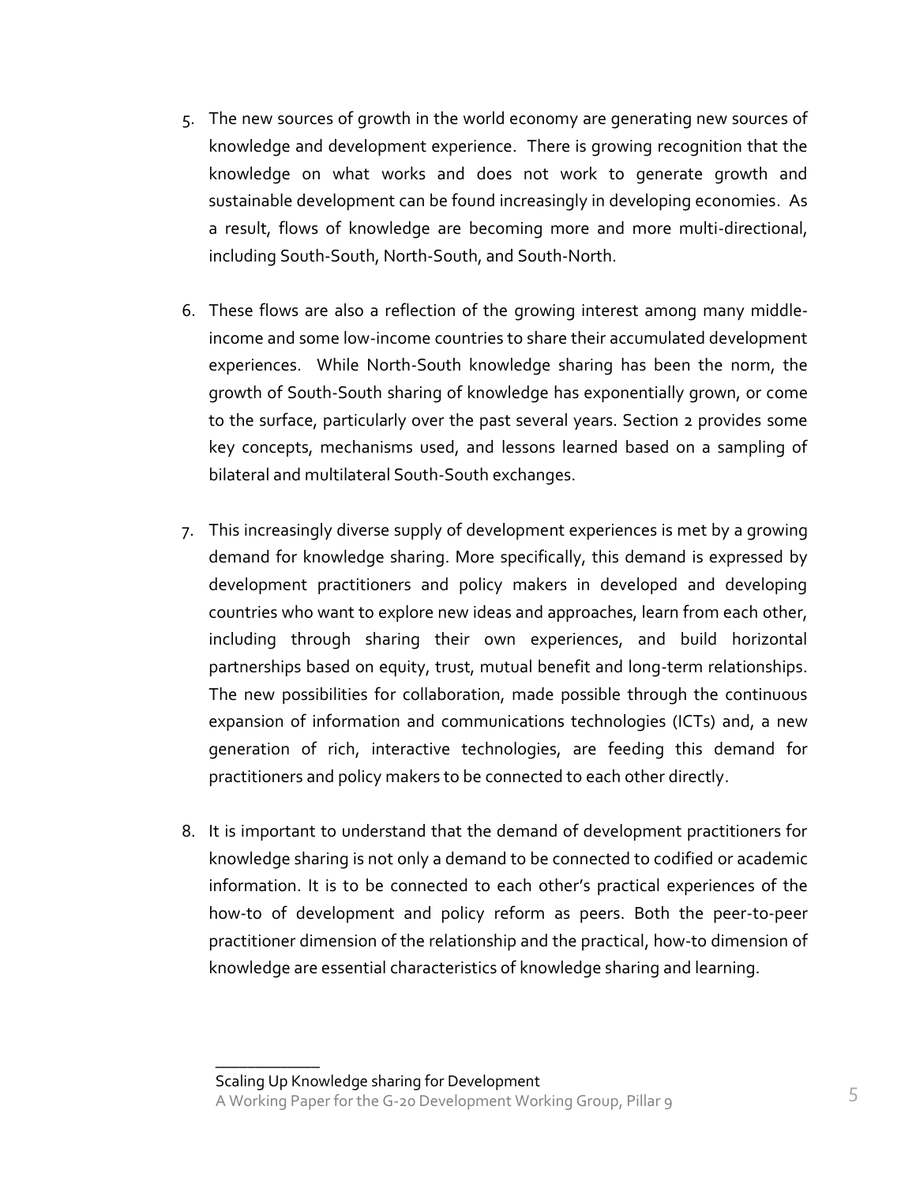5. The new sources of growth in the world economy are generating new sources of knowledge and development experience. There is growing recognition that the knowledge on what works and does not work to generate growth and sustainable development can be found increasingly in developing economies. As a result, flows of knowledge are becoming more and more multi-directional, including South-South, North-South, and South-North.

6. These flows are also a reflection of the growing interest among many middle-income and some low-income countries to share their accumulated development experiences. While North-South knowledge sharing has been the norm, the growth of South-South sharing of knowledge has exponentially grown, or come to the surface, particularly over the past several years. Section 2 provides some key concepts, mechanisms used, and lessons learned based on a sampling of bilateral and multilateral South-South exchanges.

7. This increasingly diverse supply of development experiences is met by a growing demand for knowledge sharing. More specifically, this demand is expressed by development practitioners and policy makers in developed and developing countries who want to explore new ideas and approaches, learn from each other, including through sharing their own experiences, and build horizontal partnerships based on equity, trust, mutual benefit and long-term relationships. The new possibilities for collaboration, made possible through the continuous expansion of information and communications technologies (ICTs) and, a new generation of rich, interactive technologies, are feeding this demand for practitioners and policy makers to be connected to each other directly.

8. It is important to understand that the demand of development practitioners for knowledge sharing is not only a demand to be connected to codified or academic information. It is to be connected to each other's practical experiences of the how-to of development and policy reform as peers. Both the peer-to-peer practitioner dimension of the relationship and the practical, how-to dimension of knowledge are essential characteristics of knowledge sharing and learning.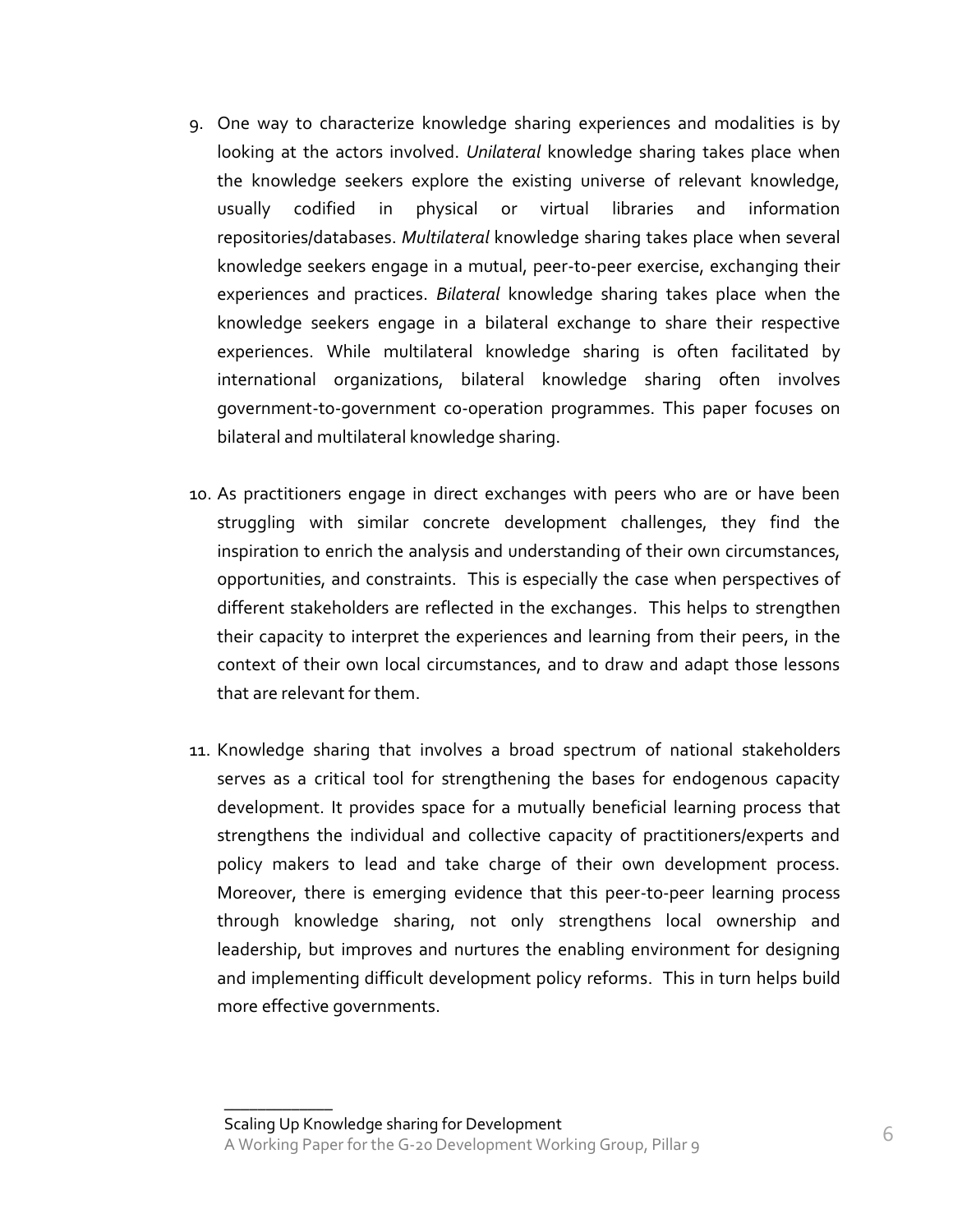9. One way to characterize knowledge sharing experiences and modalities is by looking at the actors involved. *Unilateral* knowledge sharing takes place when the knowledge seekers explore the existing universe of relevant knowledge, usually codified in physical or virtual libraries and information repositories/databases. *Multilateral* knowledge sharing takes place when several knowledge seekers engage in a mutual, peer-to-peer exercise, exchanging their experiences and practices. *Bilateral* knowledge sharing takes place when the knowledge seekers engage in a bilateral exchange to share their respective experiences. While multilateral knowledge sharing is often facilitated by international organizations, bilateral knowledge sharing often involves government-to-government co-operation programmes. This paper focuses on bilateral and multilateral knowledge sharing.

10. As practitioners engage in direct exchanges with peers who are or have been struggling with similar concrete development challenges, they find the inspiration to enrich the analysis and understanding of their own circumstances, opportunities, and constraints. This is especially the case when perspectives of different stakeholders are reflected in the exchanges. This helps to strengthen their capacity to interpret the experiences and learning from their peers, in the context of their own local circumstances, and to draw and adapt those lessons that are relevant for them.

11. Knowledge sharing that involves a broad spectrum of national stakeholders serves as a critical tool for strengthening the bases for endogenous capacity development. It provides space for a mutually beneficial learning process that strengthens the individual and collective capacity of practitioners/experts and policy makers to lead and take charge of their own development process. Moreover, there is emerging evidence that this peer-to-peer learning process through knowledge sharing, not only strengthens local ownership and leadership, but improves and nurtures the enabling environment for designing and implementing difficult development policy reforms. This in turn helps build more effective governments.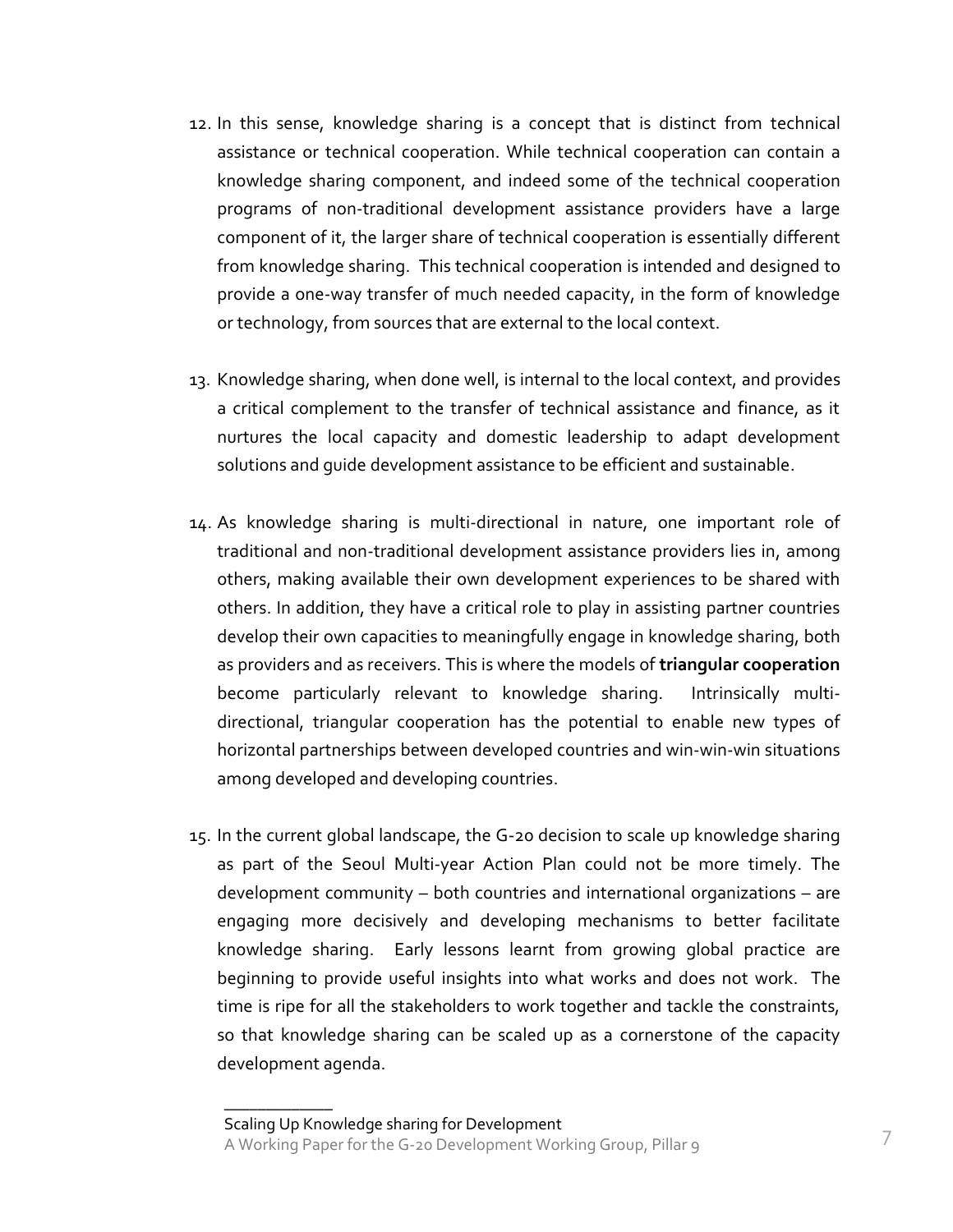12. In this sense, knowledge sharing is a concept that is distinct from technical assistance or technical cooperation. While technical cooperation can contain a knowledge sharing component, and indeed some of the technical cooperation programs of non-traditional development assistance providers have a large component of it, the larger share of technical cooperation is essentially different from knowledge sharing. This technical cooperation is intended and designed to provide a one-way transfer of much needed capacity, in the form of knowledge or technology, from sources that are external to the local context.

13. Knowledge sharing, when done well, is internal to the local context, and provides a critical complement to the transfer of technical assistance and finance, as it nurtures the local capacity and domestic leadership to adapt development solutions and guide development assistance to be efficient and sustainable.

14. As knowledge sharing is multi-directional in nature, one important role of traditional and non-traditional development assistance providers lies in, among others, making available their own development experiences to be shared with others. In addition, they have a critical role to play in assisting partner countries develop their own capacities to meaningfully engage in knowledge sharing, both as providers and as receivers. This is where the models of **triangular cooperation** become particularly relevant to knowledge sharing. Intrinsically multi-directional, triangular cooperation has the potential to enable new types of horizontal partnerships between developed countries and win-win-win situations among developed and developing countries.

15. In the current global landscape, the G-20 decision to scale up knowledge sharing as part of the Seoul Multi-year Action Plan could not be more timely. The development community – both countries and international organizations – are engaging more decisively and developing mechanisms to better facilitate knowledge sharing. Early lessons learnt from growing global practice are beginning to provide useful insights into what works and does not work. The time is ripe for all the stakeholders to work together and tackle the constraints, so that knowledge sharing can be scaled up as a cornerstone of the capacity development agenda.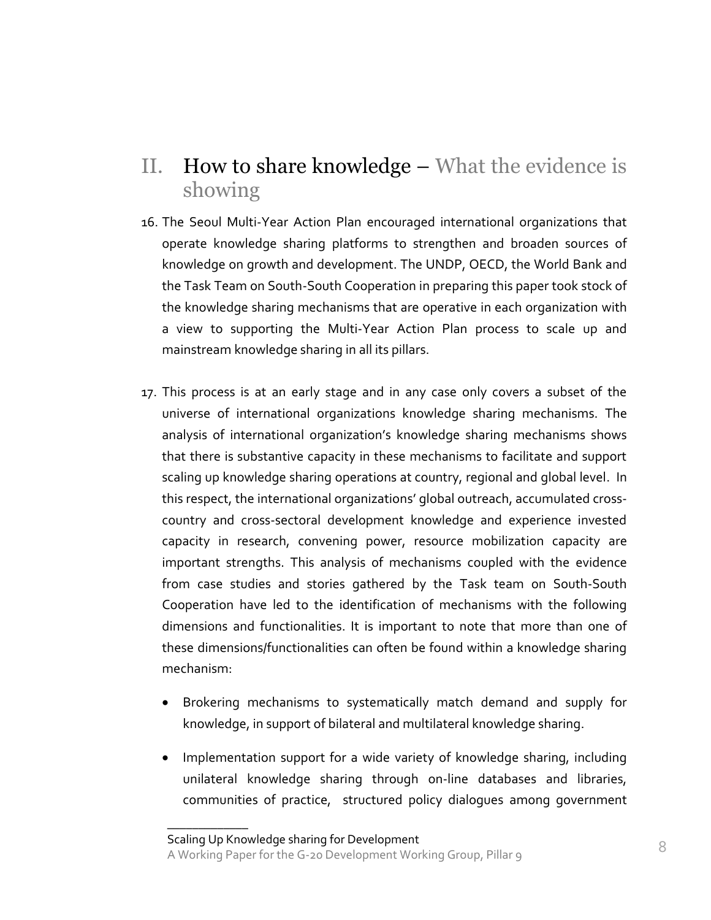## II. How to share knowledge – What the evidence is showing

16. The Seoul Multi-Year Action Plan encouraged international organizations that operate knowledge sharing platforms to strengthen and broaden sources of knowledge on growth and development. The UNDP, OECD, the World Bank and the Task Team on South-South Cooperation in preparing this paper took stock of the knowledge sharing mechanisms that are operative in each organization with a view to supporting the Multi-Year Action Plan process to scale up and mainstream knowledge sharing in all its pillars.

17. This process is at an early stage and in any case only covers a subset of the universe of international organizations knowledge sharing mechanisms. The analysis of international organization's knowledge sharing mechanisms shows that there is substantive capacity in these mechanisms to facilitate and support scaling up knowledge sharing operations at country, regional and global level. In this respect, the international organizations' global outreach, accumulated cross-country and cross-sectoral development knowledge and experience invested capacity in research, convening power, resource mobilization capacity are important strengths. This analysis of mechanisms coupled with the evidence from case studies and stories gathered by the Task team on South-South Cooperation have led to the identification of mechanisms with the following dimensions and functionalities. It is important to note that more than one of these dimensions/functionalities can often be found within a knowledge sharing mechanism:

    - Brokering mechanisms to systematically match demand and supply for knowledge, in support of bilateral and multilateral knowledge sharing.
    - Implementation support for a wide variety of knowledge sharing, including unilateral knowledge sharing through on-line databases and libraries, communities of practice, structured policy dialogues among government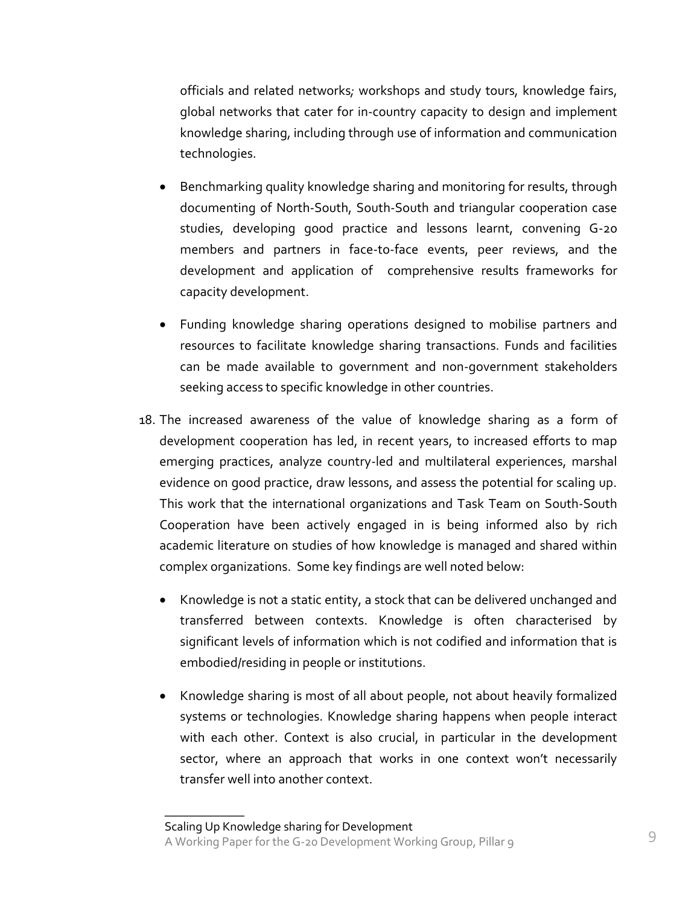officials and related networks; workshops and study tours, knowledge fairs, global networks that cater for in-country capacity to design and implement knowledge sharing, including through use of information and communication technologies.

- Benchmarking quality knowledge sharing and monitoring for results, through documenting of North-South, South-South and triangular cooperation case studies, developing good practice and lessons learnt, convening G-20 members and partners in face-to-face events, peer reviews, and the development and application of comprehensive results frameworks for capacity development.
- Funding knowledge sharing operations designed to mobilise partners and resources to facilitate knowledge sharing transactions. Funds and facilities can be made available to government and non-government stakeholders seeking access to specific knowledge in other countries.

18. The increased awareness of the value of knowledge sharing as a form of development cooperation has led, in recent years, to increased efforts to map emerging practices, analyze country-led and multilateral experiences, marshal evidence on good practice, draw lessons, and assess the potential for scaling up. This work that the international organizations and Task Team on South-South Cooperation have been actively engaged in is being informed also by rich academic literature on studies of how knowledge is managed and shared within complex organizations. Some key findings are well noted below:

    - Knowledge is not a static entity, a stock that can be delivered unchanged and transferred between contexts. Knowledge is often characterised by significant levels of information which is not codified and information that is embodied/residing in people or institutions.
    - Knowledge sharing is most of all about people, not about heavily formalized systems or technologies. Knowledge sharing happens when people interact with each other. Context is also crucial, in particular in the development sector, where an approach that works in one context won't necessarily transfer well into another context.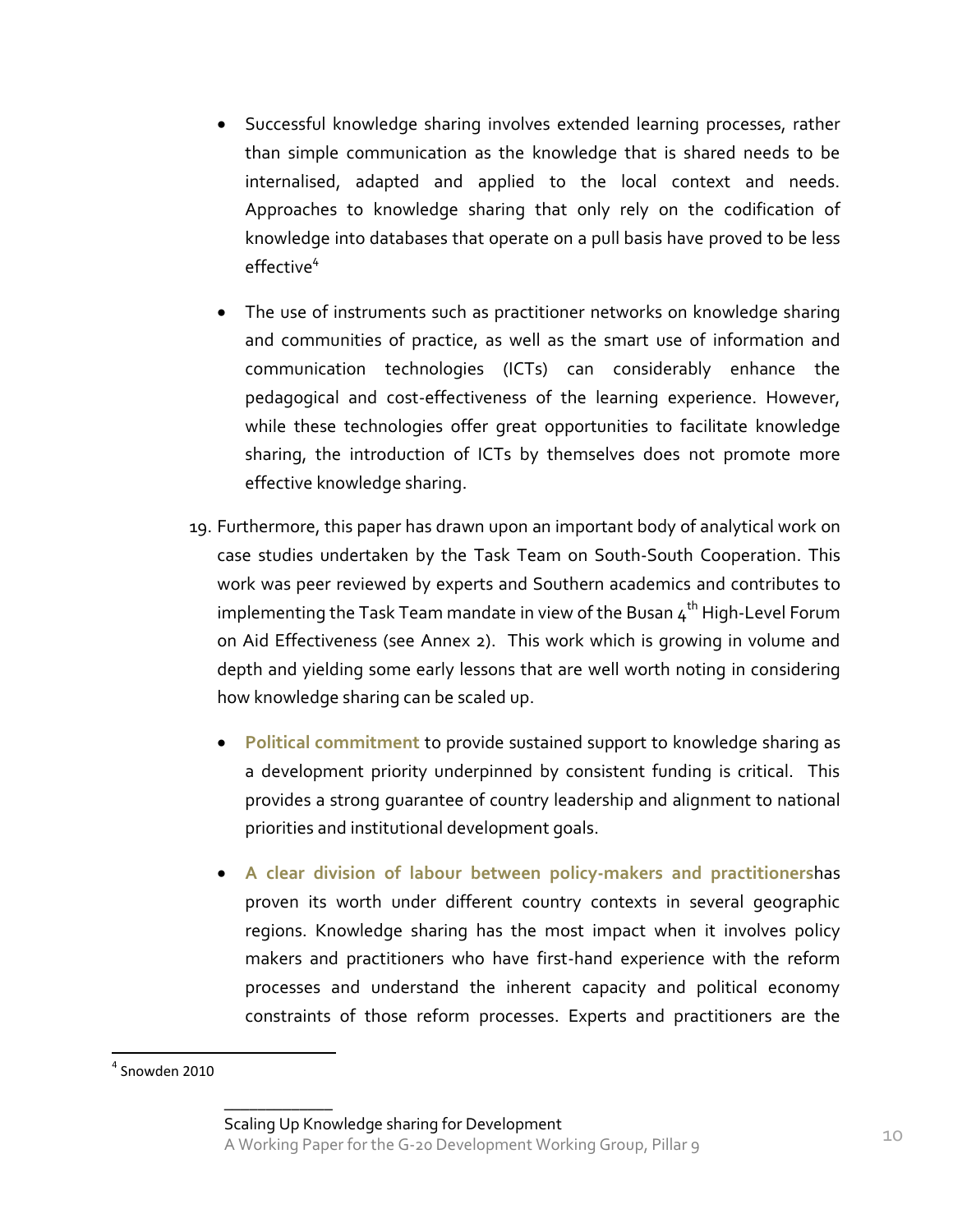- Successful knowledge sharing involves extended learning processes, rather than simple communication as the knowledge that is shared needs to be internalised, adapted and applied to the local context and needs. Approaches to knowledge sharing that only rely on the codification of knowledge into databases that operate on a pull basis have proved to be less effective[4]

- The use of instruments such as practitioner networks on knowledge sharing and communities of practice, as well as the smart use of information and communication technologies (ICTs) can considerably enhance the pedagogical and cost-effectiveness of the learning experience. However, while these technologies offer great opportunities to facilitate knowledge sharing, the introduction of ICTs by themselves does not promote more effective knowledge sharing.

19. Furthermore, this paper has drawn upon an important body of analytical work on case studies undertaken by the Task Team on South-South Cooperation. This work was peer reviewed by experts and Southern academics and contributes to implementing the Task Team mandate in view of the Busan 4th High-Level Forum on Aid Effectiveness (see Annex 2). This work which is growing in volume and depth and yielding some early lessons that are well worth noting in considering how knowledge sharing can be scaled up.

    - **Political commitment** to provide sustained support to knowledge sharing as a development priority underpinned by consistent funding is critical. This provides a strong guarantee of country leadership and alignment to national priorities and institutional development goals.

    - **A clear division of labour between policy-makers and practitioners**has proven its worth under different country contexts in several geographic regions. Knowledge sharing has the most impact when it involves policy makers and practitioners who have first-hand experience with the reform processes and understand the inherent capacity and political economy constraints of those reform processes. Experts and practitioners are the

[4] Snowden 2010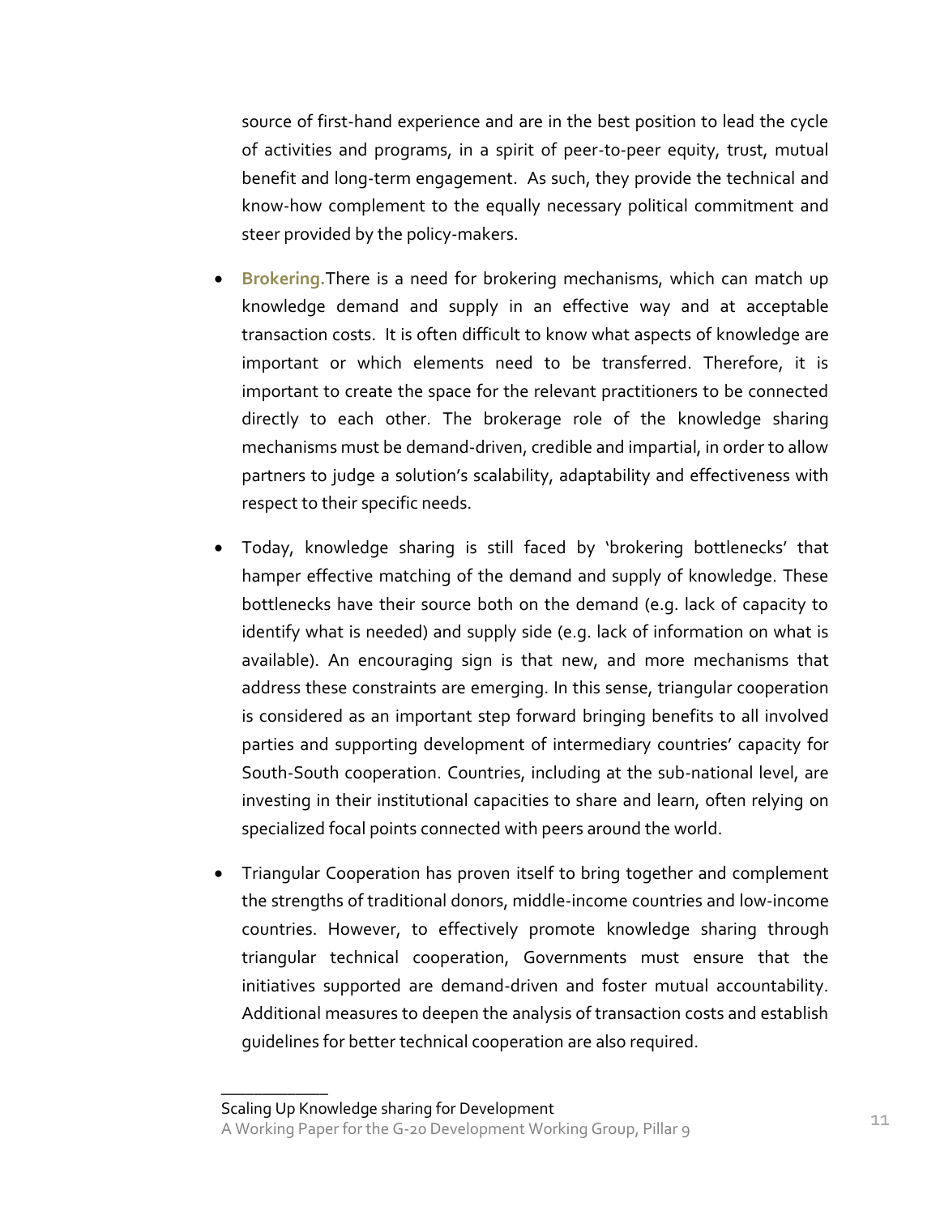source of first-hand experience and are in the best position to lead the cycle of activities and programs, in a spirit of peer-to-peer equity, trust, mutual benefit and long-term engagement. As such, they provide the technical and know-how complement to the equally necessary political commitment and steer provided by the policy-makers.

- **Brokering.** There is a need for brokering mechanisms, which can match up knowledge demand and supply in an effective way and at acceptable transaction costs. It is often difficult to know what aspects of knowledge are important or which elements need to be transferred. Therefore, it is important to create the space for the relevant practitioners to be connected directly to each other. The brokerage role of the knowledge sharing mechanisms must be demand-driven, credible and impartial, in order to allow partners to judge a solution's scalability, adaptability and effectiveness with respect to their specific needs.

- Today, knowledge sharing is still faced by 'brokering bottlenecks' that hamper effective matching of the demand and supply of knowledge. These bottlenecks have their source both on the demand (e.g. lack of capacity to identify what is needed) and supply side (e.g. lack of information on what is available). An encouraging sign is that new, and more mechanisms that address these constraints are emerging. In this sense, triangular cooperation is considered as an important step forward bringing benefits to all involved parties and supporting development of intermediary countries' capacity for South-South cooperation. Countries, including at the sub-national level, are investing in their institutional capacities to share and learn, often relying on specialized focal points connected with peers around the world.

- Triangular Cooperation has proven itself to bring together and complement the strengths of traditional donors, middle-income countries and low-income countries. However, to effectively promote knowledge sharing through triangular technical cooperation, Governments must ensure that the initiatives supported are demand-driven and foster mutual accountability. Additional measures to deepen the analysis of transaction costs and establish guidelines for better technical cooperation are also required.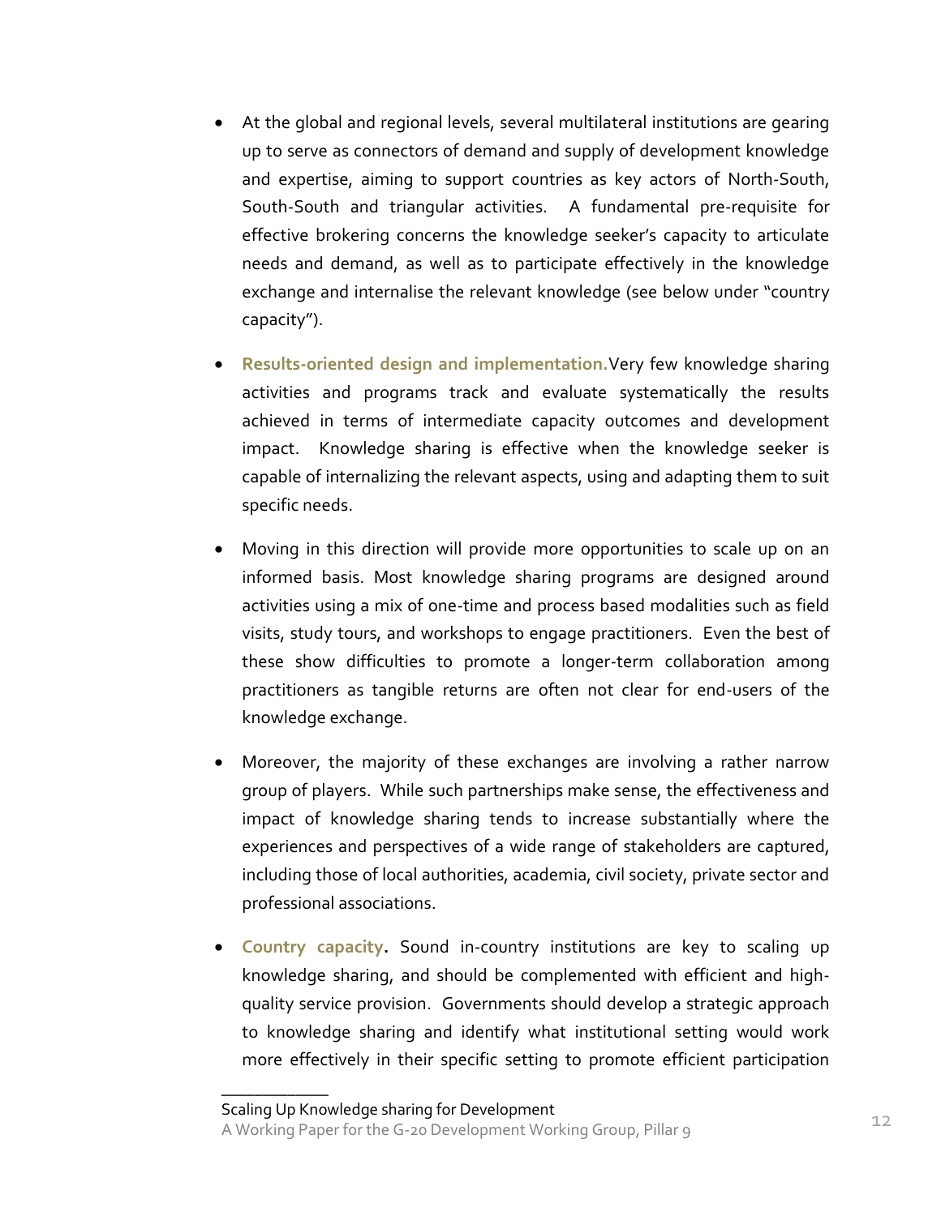- At the global and regional levels, several multilateral institutions are gearing up to serve as connectors of demand and supply of development knowledge and expertise, aiming to support countries as key actors of North-South, South-South and triangular activities. A fundamental pre-requisite for effective brokering concerns the knowledge seeker's capacity to articulate needs and demand, as well as to participate effectively in the knowledge exchange and internalise the relevant knowledge (see below under "country capacity").

- **Results-oriented design and implementation.** Very few knowledge sharing activities and programs track and evaluate systematically the results achieved in terms of intermediate capacity outcomes and development impact. Knowledge sharing is effective when the knowledge seeker is capable of internalizing the relevant aspects, using and adapting them to suit specific needs.

- Moving in this direction will provide more opportunities to scale up on an informed basis. Most knowledge sharing programs are designed around activities using a mix of one-time and process based modalities such as field visits, study tours, and workshops to engage practitioners. Even the best of these show difficulties to promote a longer-term collaboration among practitioners as tangible returns are often not clear for end-users of the knowledge exchange.

- Moreover, the majority of these exchanges are involving a rather narrow group of players. While such partnerships make sense, the effectiveness and impact of knowledge sharing tends to increase substantially where the experiences and perspectives of a wide range of stakeholders are captured, including those of local authorities, academia, civil society, private sector and professional associations.

- **Country capacity.** Sound in-country institutions are key to scaling up knowledge sharing, and should be complemented with efficient and high-quality service provision. Governments should develop a strategic approach to knowledge sharing and identify what institutional setting would work more effectively in their specific setting to promote efficient participation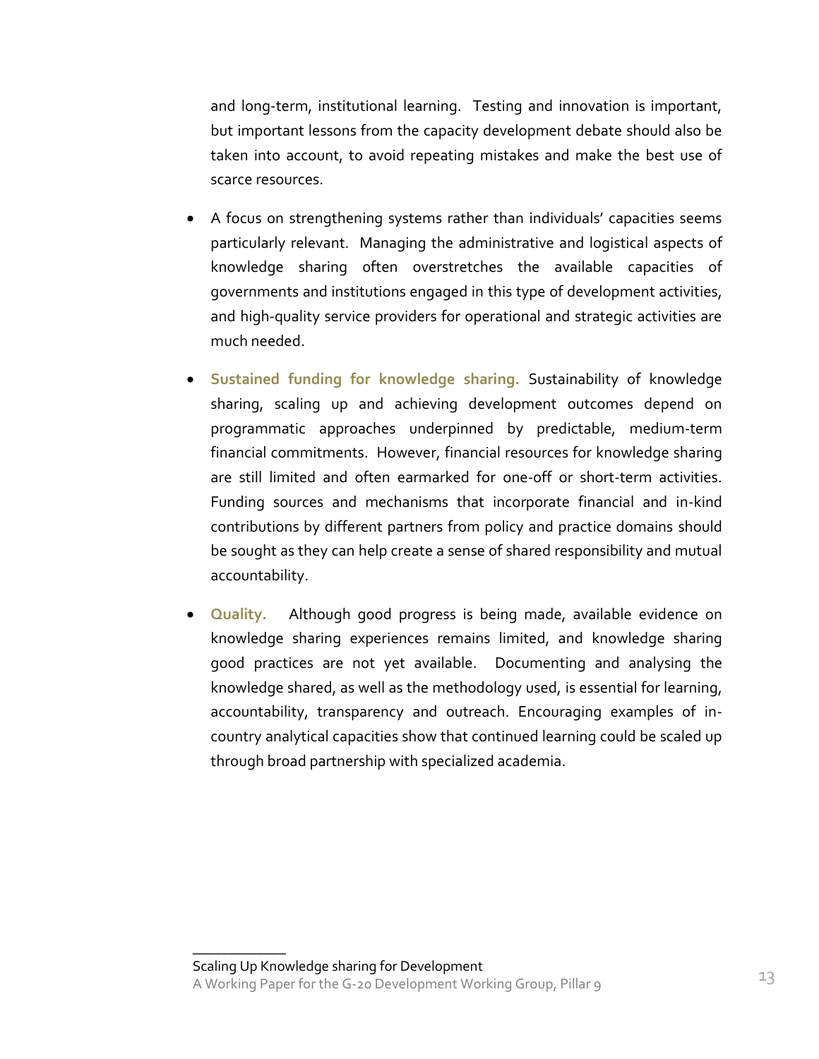and long-term, institutional learning. Testing and innovation is important, but important lessons from the capacity development debate should also be taken into account, to avoid repeating mistakes and make the best use of scarce resources.

- A focus on strengthening systems rather than individuals' capacities seems particularly relevant. Managing the administrative and logistical aspects of knowledge sharing often overstretches the available capacities of governments and institutions engaged in this type of development activities, and high-quality service providers for operational and strategic activities are much needed.

- **Sustained funding for knowledge sharing.** Sustainability of knowledge sharing, scaling up and achieving development outcomes depend on programmatic approaches underpinned by predictable, medium-term financial commitments. However, financial resources for knowledge sharing are still limited and often earmarked for one-off or short-term activities. Funding sources and mechanisms that incorporate financial and in-kind contributions by different partners from policy and practice domains should be sought as they can help create a sense of shared responsibility and mutual accountability.

- **Quality.** Although good progress is being made, available evidence on knowledge sharing experiences remains limited, and knowledge sharing good practices are not yet available. Documenting and analysing the knowledge shared, as well as the methodology used, is essential for learning, accountability, transparency and outreach. Encouraging examples of in-country analytical capacities show that continued learning could be scaled up through broad partnership with specialized academia.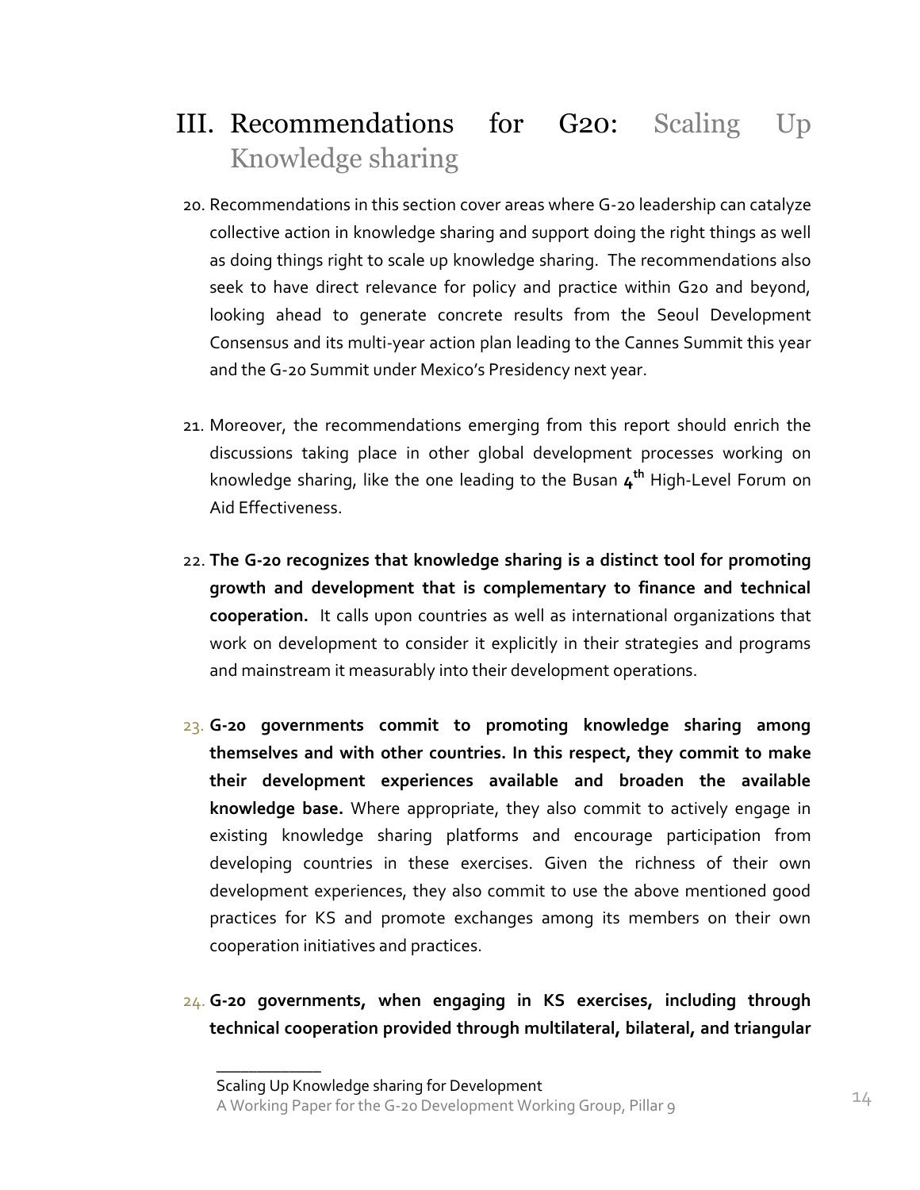# III. Recommendations for G20: Scaling Up Knowledge sharing

20. Recommendations in this section cover areas where G-20 leadership can catalyze collective action in knowledge sharing and support doing the right things as well as doing things right to scale up knowledge sharing. The recommendations also seek to have direct relevance for policy and practice within G20 and beyond, looking ahead to generate concrete results from the Seoul Development Consensus and its multi-year action plan leading to the Cannes Summit this year and the G-20 Summit under Mexico's Presidency next year.

21. Moreover, the recommendations emerging from this report should enrich the discussions taking place in other global development processes working on knowledge sharing, like the one leading to the Busan **4th** High-Level Forum on Aid Effectiveness.

22. **The G-20 recognizes that knowledge sharing is a distinct tool for promoting growth and development that is complementary to finance and technical cooperation.** It calls upon countries as well as international organizations that work on development to consider it explicitly in their strategies and programs and mainstream it measurably into their development operations.

23. **G-20 governments commit to promoting knowledge sharing among themselves and with other countries. In this respect, they commit to make their development experiences available and broaden the available knowledge base.** Where appropriate, they also commit to actively engage in existing knowledge sharing platforms and encourage participation from developing countries in these exercises. Given the richness of their own development experiences, they also commit to use the above mentioned good practices for KS and promote exchanges among its members on their own cooperation initiatives and practices.

24. **G-20 governments, when engaging in KS exercises, including through technical cooperation provided through multilateral, bilateral, and triangular**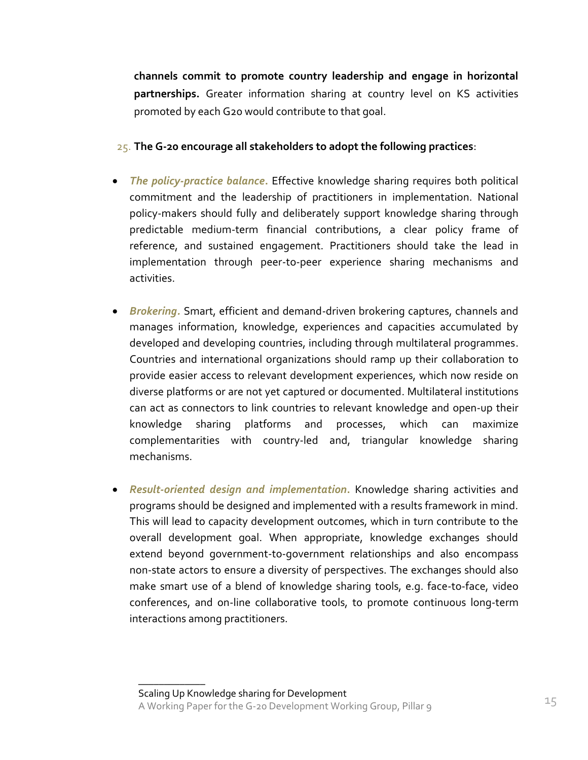**channels commit to promote country leadership and engage in horizontal partnerships.** Greater information sharing at country level on KS activities promoted by each G20 would contribute to that goal.

25. **The G-20 encourage all stakeholders to adopt the following practices**:

- ***The policy-practice balance.*** Effective knowledge sharing requires both political commitment and the leadership of practitioners in implementation. National policy-makers should fully and deliberately support knowledge sharing through predictable medium-term financial contributions, a clear policy frame of reference, and sustained engagement. Practitioners should take the lead in implementation through peer-to-peer experience sharing mechanisms and activities.

- ***Brokering.*** Smart, efficient and demand-driven brokering captures, channels and manages information, knowledge, experiences and capacities accumulated by developed and developing countries, including through multilateral programmes. Countries and international organizations should ramp up their collaboration to provide easier access to relevant development experiences, which now reside on diverse platforms or are not yet captured or documented. Multilateral institutions can act as connectors to link countries to relevant knowledge and open-up their knowledge sharing platforms and processes, which can maximize complementarities with country-led and, triangular knowledge sharing mechanisms.

- ***Result-oriented design and implementation.*** Knowledge sharing activities and programs should be designed and implemented with a results framework in mind. This will lead to capacity development outcomes, which in turn contribute to the overall development goal. When appropriate, knowledge exchanges should extend beyond government-to-government relationships and also encompass non-state actors to ensure a diversity of perspectives. The exchanges should also make smart use of a blend of knowledge sharing tools, e.g. face-to-face, video conferences, and on-line collaborative tools, to promote continuous long-term interactions among practitioners.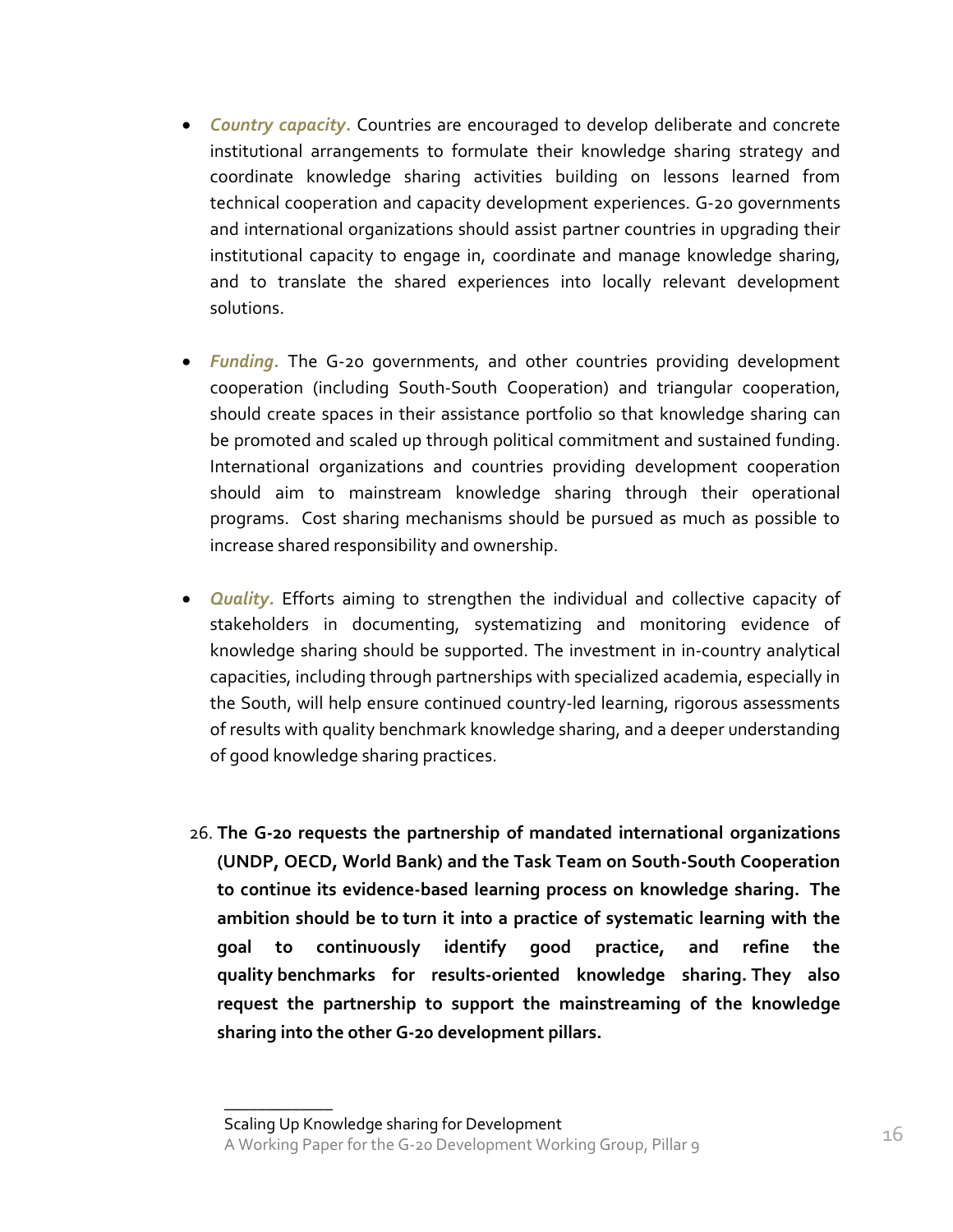- ***Country capacity.*** Countries are encouraged to develop deliberate and concrete institutional arrangements to formulate their knowledge sharing strategy and coordinate knowledge sharing activities building on lessons learned from technical cooperation and capacity development experiences. G-20 governments and international organizations should assist partner countries in upgrading their institutional capacity to engage in, coordinate and manage knowledge sharing, and to translate the shared experiences into locally relevant development solutions.

- ***Funding.*** The G-20 governments, and other countries providing development cooperation (including South-South Cooperation) and triangular cooperation, should create spaces in their assistance portfolio so that knowledge sharing can be promoted and scaled up through political commitment and sustained funding. International organizations and countries providing development cooperation should aim to mainstream knowledge sharing through their operational programs. Cost sharing mechanisms should be pursued as much as possible to increase shared responsibility and ownership.

- ***Quality.*** Efforts aiming to strengthen the individual and collective capacity of stakeholders in documenting, systematizing and monitoring evidence of knowledge sharing should be supported. The investment in in-country analytical capacities, including through partnerships with specialized academia, especially in the South, will help ensure continued country-led learning, rigorous assessments of results with quality benchmark knowledge sharing, and a deeper understanding of good knowledge sharing practices.

26. **The G-20 requests the partnership of mandated international organizations (UNDP, OECD, World Bank) and the Task Team on South-South Cooperation to continue its evidence-based learning process on knowledge sharing. The ambition should be to turn it into a practice of systematic learning with the goal to continuously identify good practice, and refine the quality benchmarks for results-oriented knowledge sharing. They also request the partnership to support the mainstreaming of the knowledge sharing into the other G-20 development pillars.**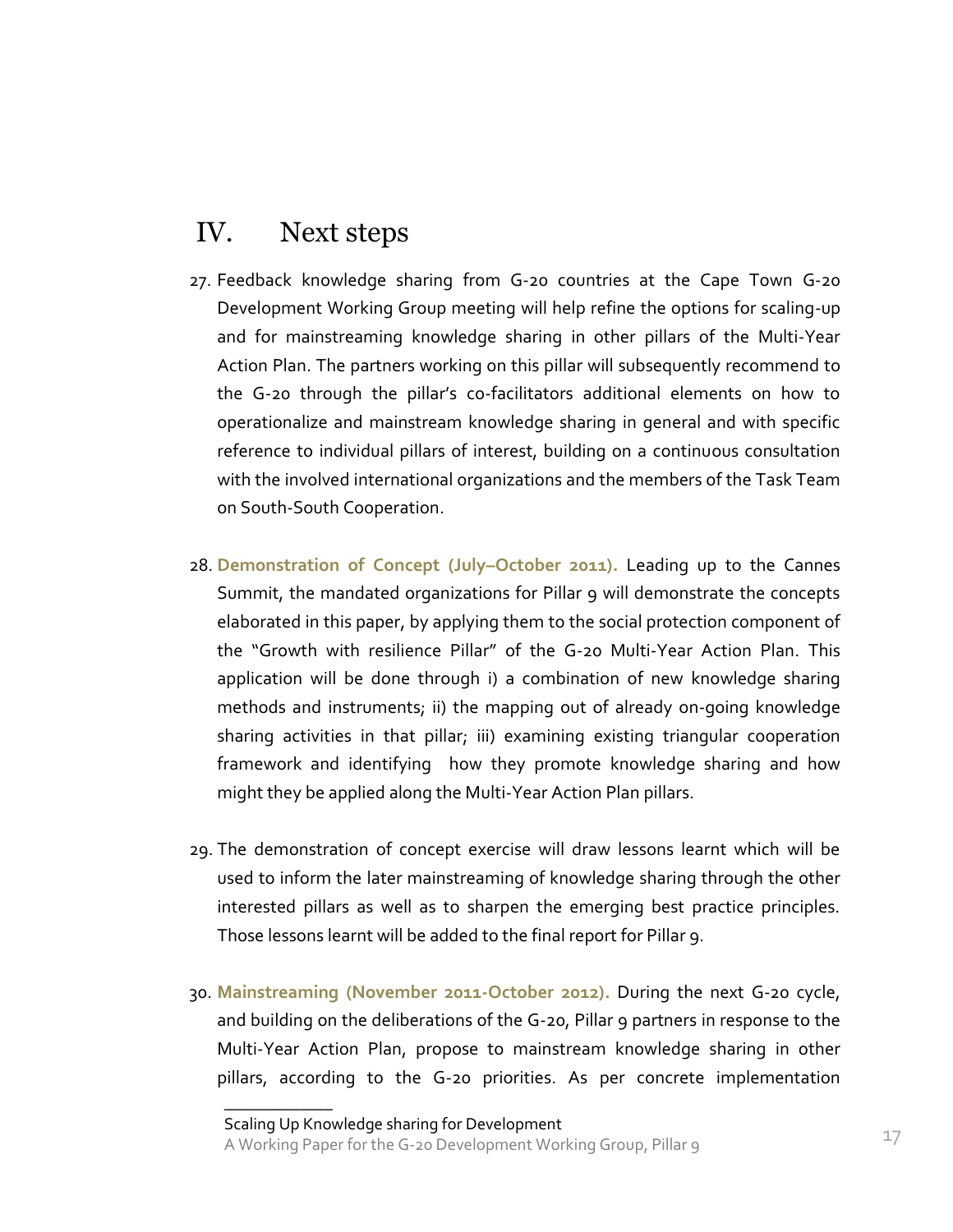## IV. Next steps

27. Feedback knowledge sharing from G-20 countries at the Cape Town G-20 Development Working Group meeting will help refine the options for scaling-up and for mainstreaming knowledge sharing in other pillars of the Multi-Year Action Plan. The partners working on this pillar will subsequently recommend to the G-20 through the pillar's co-facilitators additional elements on how to operationalize and mainstream knowledge sharing in general and with specific reference to individual pillars of interest, building on a continuous consultation with the involved international organizations and the members of the Task Team on South-South Cooperation.

28. **Demonstration of Concept (July–October 2011).** Leading up to the Cannes Summit, the mandated organizations for Pillar 9 will demonstrate the concepts elaborated in this paper, by applying them to the social protection component of the "Growth with resilience Pillar" of the G-20 Multi-Year Action Plan. This application will be done through i) a combination of new knowledge sharing methods and instruments; ii) the mapping out of already on-going knowledge sharing activities in that pillar; iii) examining existing triangular cooperation framework and identifying how they promote knowledge sharing and how might they be applied along the Multi-Year Action Plan pillars.

29. The demonstration of concept exercise will draw lessons learnt which will be used to inform the later mainstreaming of knowledge sharing through the other interested pillars as well as to sharpen the emerging best practice principles. Those lessons learnt will be added to the final report for Pillar 9.

30. **Mainstreaming (November 2011-October 2012).** During the next G-20 cycle, and building on the deliberations of the G-20, Pillar 9 partners in response to the Multi-Year Action Plan, propose to mainstream knowledge sharing in other pillars, according to the G-20 priorities. As per concrete implementation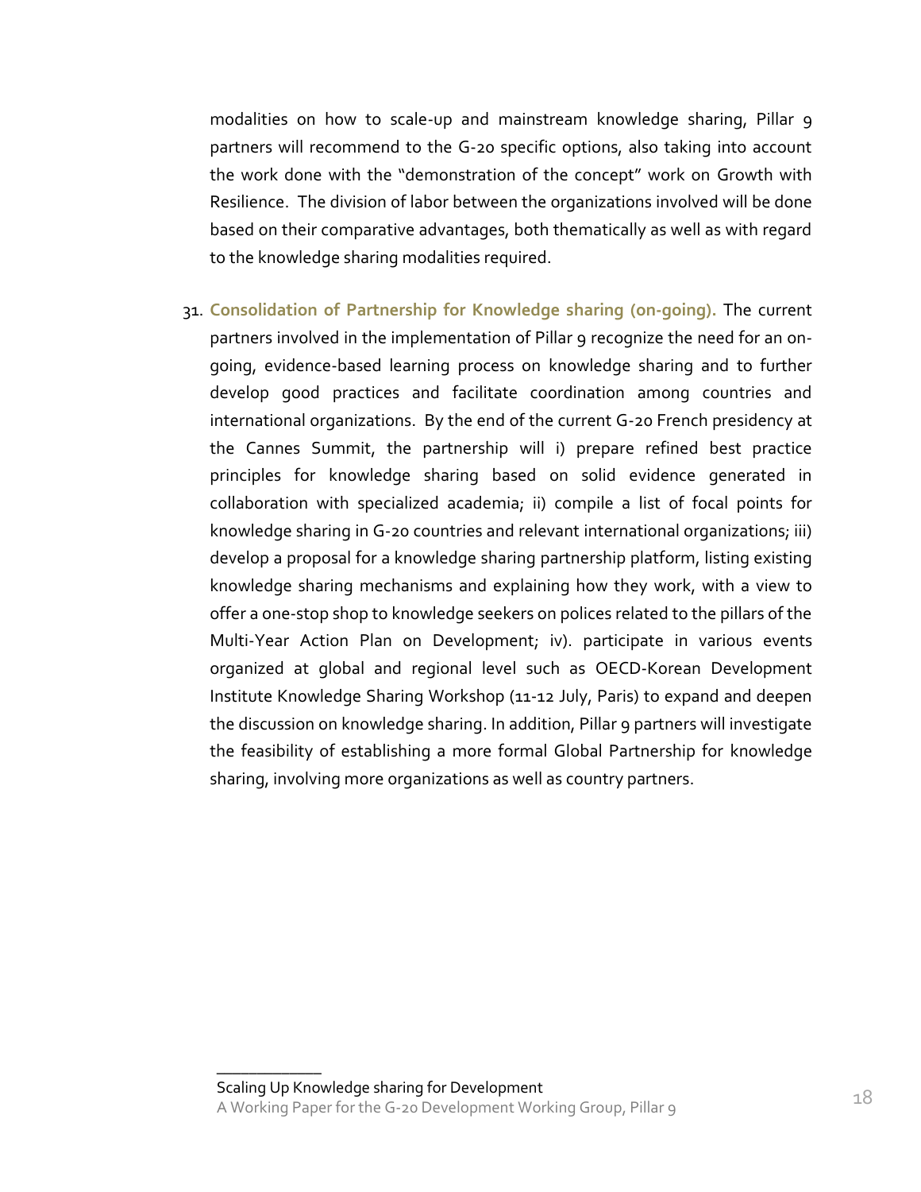modalities on how to scale-up and mainstream knowledge sharing, Pillar 9 partners will recommend to the G-20 specific options, also taking into account the work done with the "demonstration of the concept" work on Growth with Resilience. The division of labor between the organizations involved will be done based on their comparative advantages, both thematically as well as with regard to the knowledge sharing modalities required.

31. **Consolidation of Partnership for Knowledge sharing (on-going).** The current partners involved in the implementation of Pillar 9 recognize the need for an on-going, evidence-based learning process on knowledge sharing and to further develop good practices and facilitate coordination among countries and international organizations. By the end of the current G-20 French presidency at the Cannes Summit, the partnership will i) prepare refined best practice principles for knowledge sharing based on solid evidence generated in collaboration with specialized academia; ii) compile a list of focal points for knowledge sharing in G-20 countries and relevant international organizations; iii) develop a proposal for a knowledge sharing partnership platform, listing existing knowledge sharing mechanisms and explaining how they work, with a view to offer a one-stop shop to knowledge seekers on polices related to the pillars of the Multi-Year Action Plan on Development; iv). participate in various events organized at global and regional level such as OECD-Korean Development Institute Knowledge Sharing Workshop (11-12 July, Paris) to expand and deepen the discussion on knowledge sharing. In addition, Pillar 9 partners will investigate the feasibility of establishing a more formal Global Partnership for knowledge sharing, involving more organizations as well as country partners.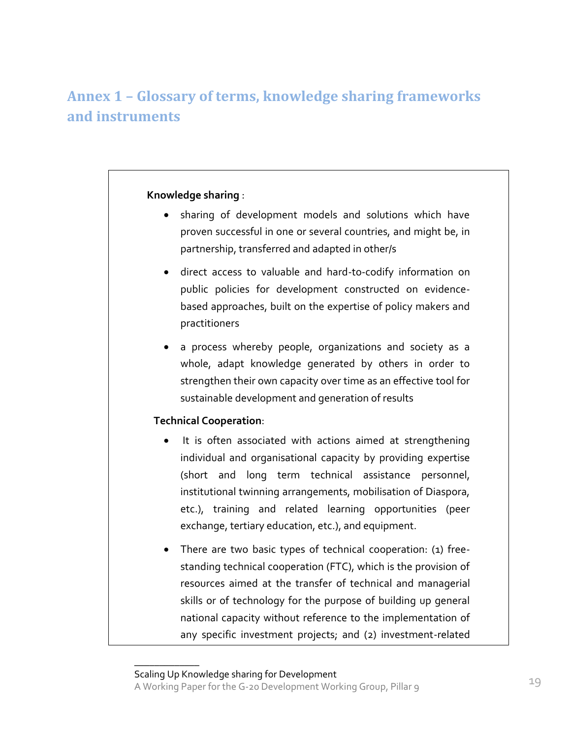## Annex 1 – Glossary of terms, knowledge sharing frameworks and instruments

**Knowledge sharing** :

- sharing of development models and solutions which have proven successful in one or several countries, and might be, in partnership, transferred and adapted in other/s
- direct access to valuable and hard-to-codify information on public policies for development constructed on evidence-based approaches, built on the expertise of policy makers and practitioners
- a process whereby people, organizations and society as a whole, adapt knowledge generated by others in order to strengthen their own capacity over time as an effective tool for sustainable development and generation of results

**Technical Cooperation**:

- It is often associated with actions aimed at strengthening individual and organisational capacity by providing expertise (short and long term technical assistance personnel, institutional twinning arrangements, mobilisation of Diaspora, etc.), training and related learning opportunities (peer exchange, tertiary education, etc.), and equipment.
- There are two basic types of technical cooperation: (1) free-standing technical cooperation (FTC), which is the provision of resources aimed at the transfer of technical and managerial skills or of technology for the purpose of building up general national capacity without reference to the implementation of any specific investment projects; and (2) investment-related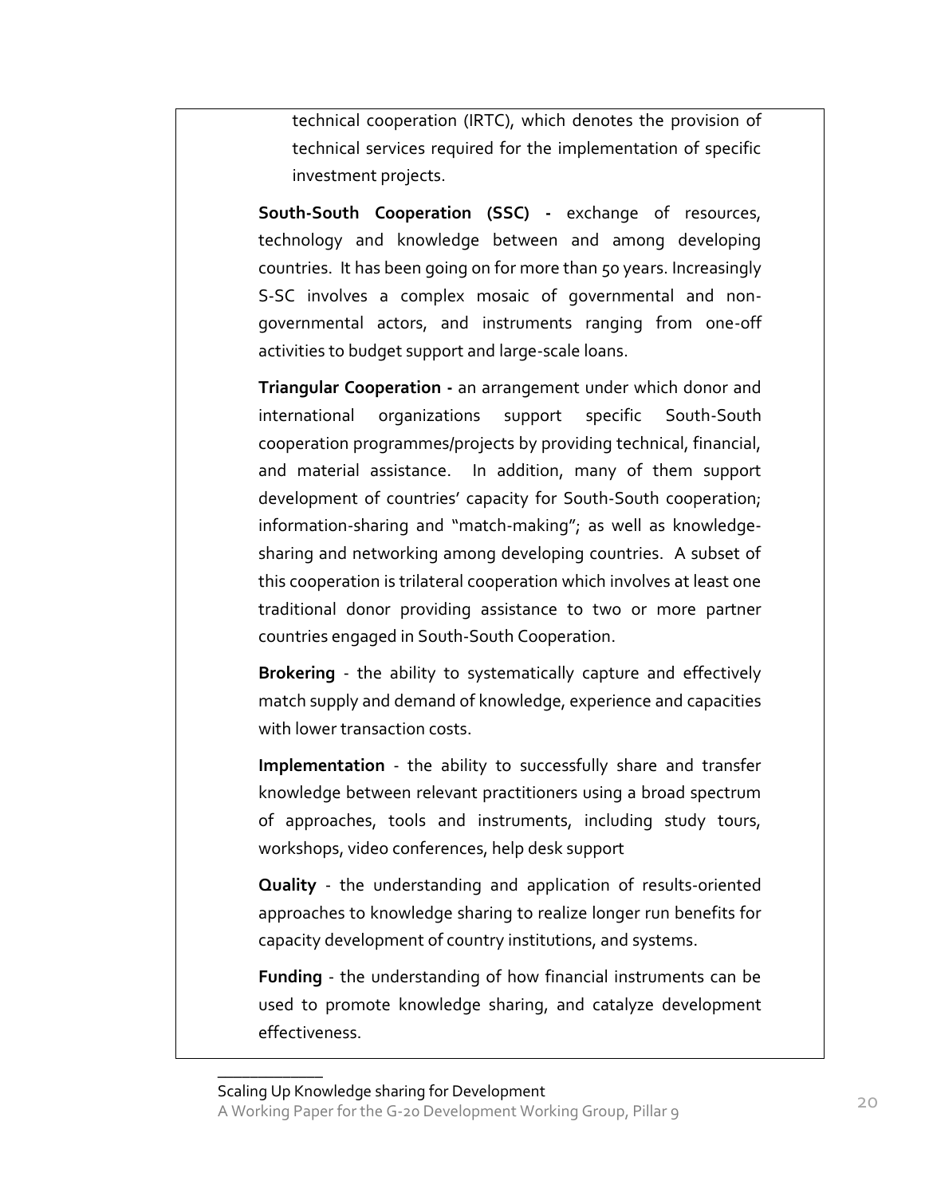technical cooperation (IRTC), which denotes the provision of technical services required for the implementation of specific investment projects.

**South-South Cooperation (SSC) -** exchange of resources, technology and knowledge between and among developing countries. It has been going on for more than 50 years. Increasingly S-SC involves a complex mosaic of governmental and non-governmental actors, and instruments ranging from one-off activities to budget support and large-scale loans.

**Triangular Cooperation -** an arrangement under which donor and international organizations support specific South-South cooperation programmes/projects by providing technical, financial, and material assistance. In addition, many of them support development of countries' capacity for South-South cooperation; information-sharing and "match-making"; as well as knowledge-sharing and networking among developing countries. A subset of this cooperation is trilateral cooperation which involves at least one traditional donor providing assistance to two or more partner countries engaged in South-South Cooperation.

**Brokering** - the ability to systematically capture and effectively match supply and demand of knowledge, experience and capacities with lower transaction costs.

**Implementation** - the ability to successfully share and transfer knowledge between relevant practitioners using a broad spectrum of approaches, tools and instruments, including study tours, workshops, video conferences, help desk support

**Quality** - the understanding and application of results-oriented approaches to knowledge sharing to realize longer run benefits for capacity development of country institutions, and systems.

**Funding** - the understanding of how financial instruments can be used to promote knowledge sharing, and catalyze development effectiveness.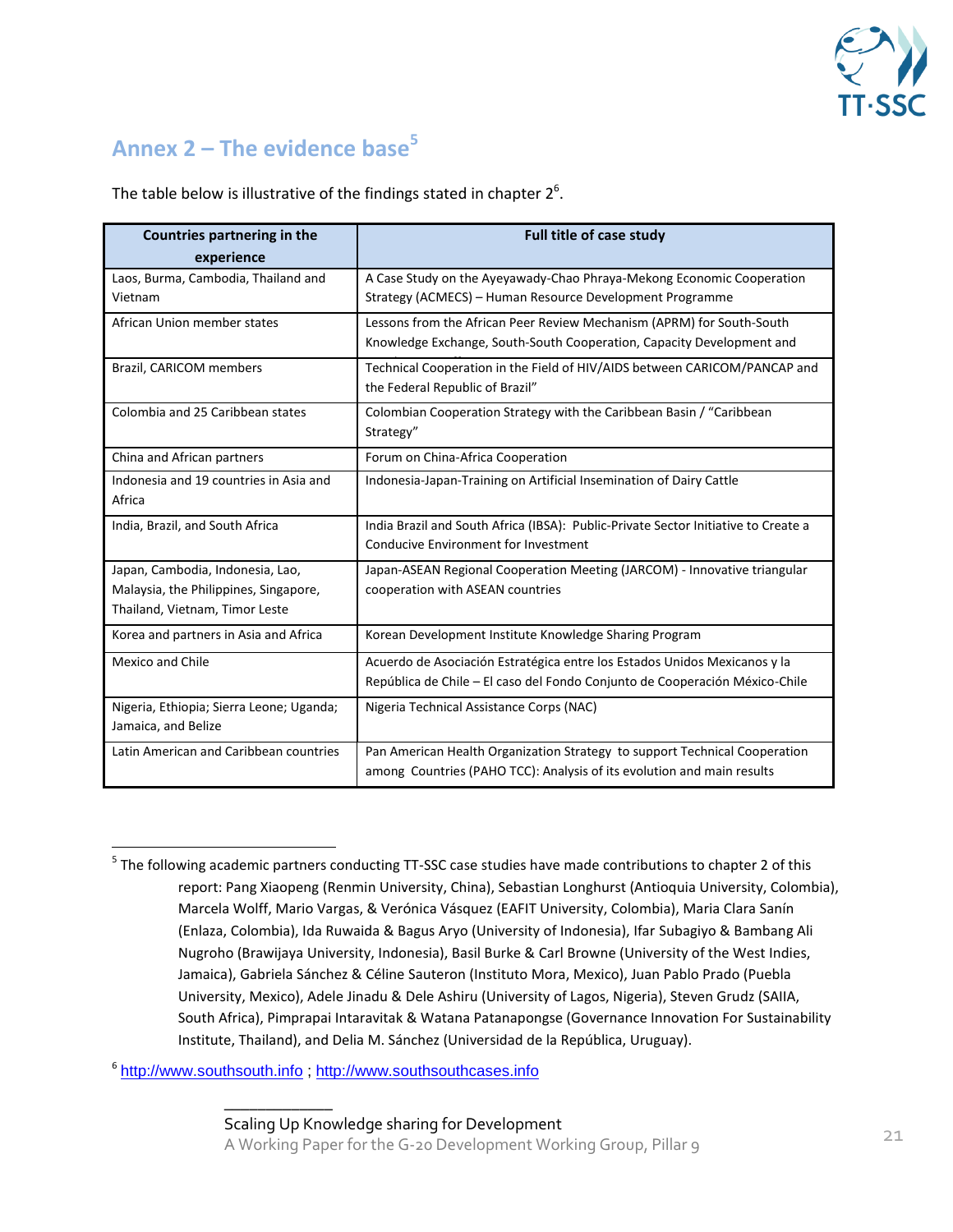## Annex 2 – The evidence base[5]

The table below is illustrative of the findings stated in chapter 2[6].

| Countries partnering in the experience | Full title of case study |
|---|---|
| Laos, Burma, Cambodia, Thailand and Vietnam | A Case Study on the Ayeyawady-Chao Phraya-Mekong Economic Cooperation Strategy (ACMECS) – Human Resource Development Programme |
| African Union member states | Lessons from the African Peer Review Mechanism (APRM) for South-South Knowledge Exchange, South-South Cooperation, Capacity Development and |
| Brazil, CARICOM members | Technical Cooperation in the Field of HIV/AIDS between CARICOM/PANCAP and the Federal Republic of Brazil" |
| Colombia and 25 Caribbean states | Colombian Cooperation Strategy with the Caribbean Basin / "Caribbean Strategy" |
| China and African partners | Forum on China-Africa Cooperation |
| Indonesia and 19 countries in Asia and Africa | Indonesia-Japan-Training on Artificial Insemination of Dairy Cattle |
| India, Brazil, and South Africa | India Brazil and South Africa (IBSA): Public-Private Sector Initiative to Create a Conducive Environment for Investment |
| Japan, Cambodia, Indonesia, Lao, Malaysia, the Philippines, Singapore, Thailand, Vietnam, Timor Leste | Japan-ASEAN Regional Cooperation Meeting (JARCOM) - Innovative triangular cooperation with ASEAN countries |
| Korea and partners in Asia and Africa | Korean Development Institute Knowledge Sharing Program |
| Mexico and Chile | Acuerdo de Asociación Estratégica entre los Estados Unidos Mexicanos y la República de Chile – El caso del Fondo Conjunto de Cooperación México-Chile |
| Nigeria, Ethiopia; Sierra Leone; Uganda; Jamaica, and Belize | Nigeria Technical Assistance Corps (NAC) |
| Latin American and Caribbean countries | Pan American Health Organization Strategy to support Technical Cooperation among Countries (PAHO TCC): Analysis of its evolution and main results |

---

[5] The following academic partners conducting TT-SSC case studies have made contributions to chapter 2 of this report: Pang Xiaopeng (Renmin University, China), Sebastian Longhurst (Antioquia University, Colombia), Marcela Wolff, Mario Vargas, & Verónica Vásquez (EAFIT University, Colombia), Maria Clara Sanín (Enlaza, Colombia), Ida Ruwaida & Bagus Aryo (University of Indonesia), Ifar Subagiyo & Bambang Ali Nugroho (Brawijaya University, Indonesia), Basil Burke & Carl Browne (University of the West Indies, Jamaica), Gabriela Sánchez & Céline Sauteron (Instituto Mora, Mexico), Juan Pablo Prado (Puebla University, Mexico), Adele Jinadu & Dele Ashiru (University of Lagos, Nigeria), Steven Grudz (SAIIA, South Africa), Pimprapai Intaravitak & Watana Patanapongse (Governance Innovation For Sustainability Institute, Thailand), and Delia M. Sánchez (Universidad de la República, Uruguay).

[6] http://www.southsouth.info ; http://www.southsouthcases.info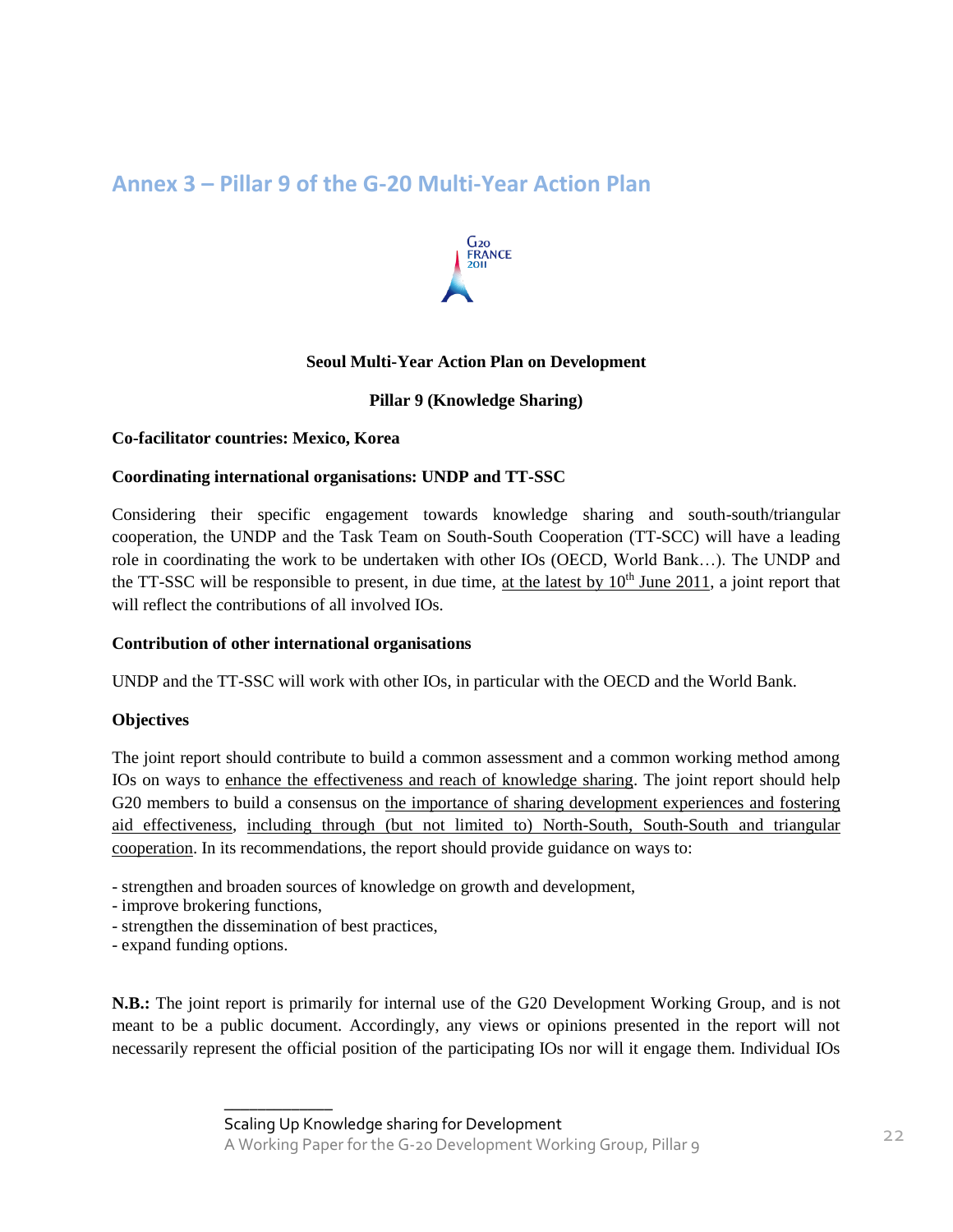## Annex 3 – Pillar 9 of the G-20 Multi-Year Action Plan

**Seoul Multi-Year Action Plan on Development**

**Pillar 9 (Knowledge Sharing)**

**Co-facilitator countries: Mexico, Korea**

**Coordinating international organisations: UNDP and TT-SSC**

Considering their specific engagement towards knowledge sharing and south-south/triangular cooperation, the UNDP and the Task Team on South-South Cooperation (TT-SCC) will have a leading role in coordinating the work to be undertaken with other IOs (OECD, World Bank…). The UNDP and the TT-SSC will be responsible to present, in due time, at the latest by 10th June 2011, a joint report that will reflect the contributions of all involved IOs.

**Contribution of other international organisations**

UNDP and the TT-SSC will work with other IOs, in particular with the OECD and the World Bank.

**Objectives**

The joint report should contribute to build a common assessment and a common working method among IOs on ways to enhance the effectiveness and reach of knowledge sharing. The joint report should help G20 members to build a consensus on the importance of sharing development experiences and fostering aid effectiveness, including through (but not limited to) North-South, South-South and triangular cooperation. In its recommendations, the report should provide guidance on ways to:

- strengthen and broaden sources of knowledge on growth and development,
- improve brokering functions,
- strengthen the dissemination of best practices,
- expand funding options.

**N.B.:** The joint report is primarily for internal use of the G20 Development Working Group, and is not meant to be a public document. Accordingly, any views or opinions presented in the report will not necessarily represent the official position of the participating IOs nor will it engage them. Individual IOs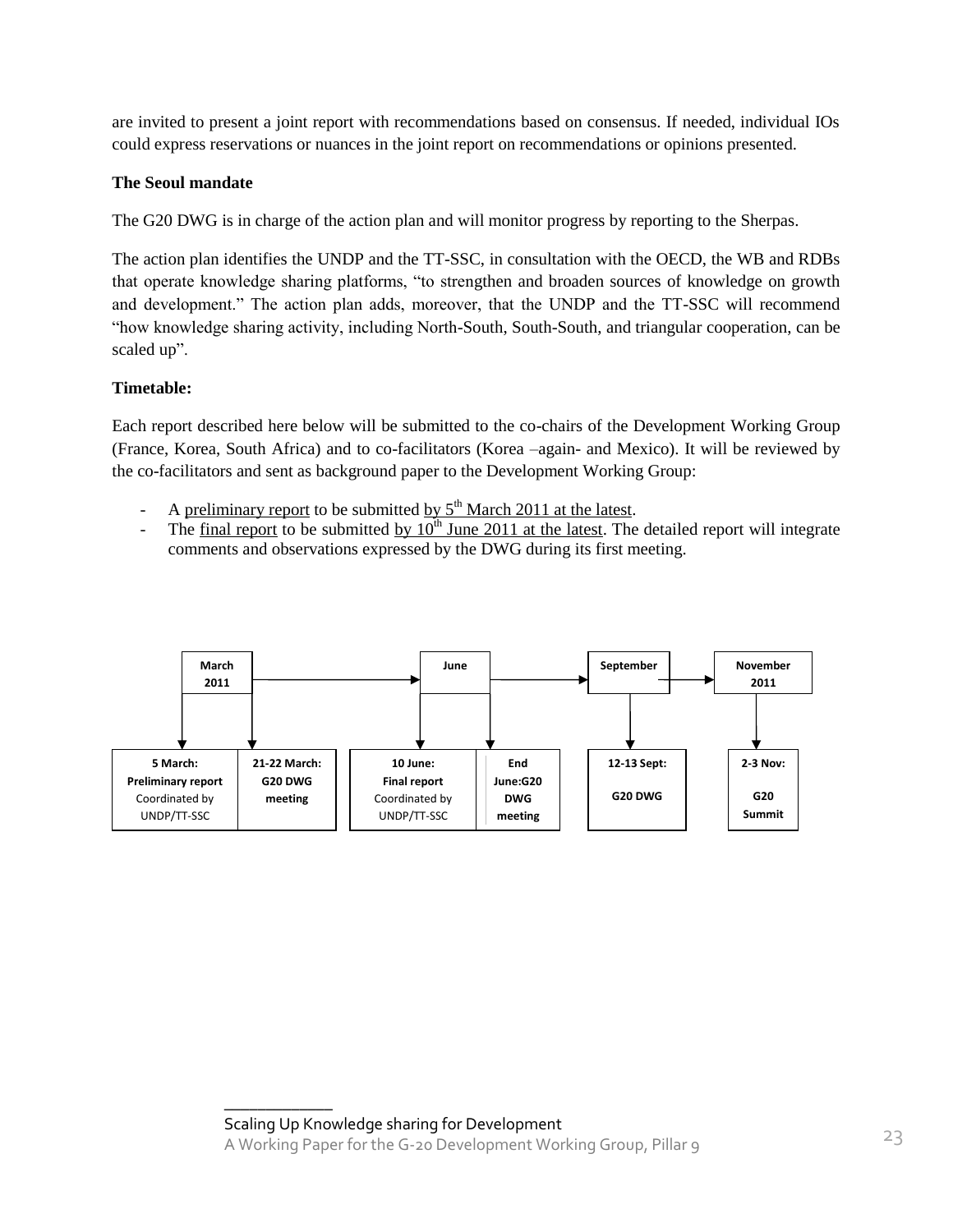are invited to present a joint report with recommendations based on consensus. If needed, individual IOs could express reservations or nuances in the joint report on recommendations or opinions presented.

**The Seoul mandate**

The G20 DWG is in charge of the action plan and will monitor progress by reporting to the Sherpas.

The action plan identifies the UNDP and the TT-SSC, in consultation with the OECD, the WB and RDBs that operate knowledge sharing platforms, "to strengthen and broaden sources of knowledge on growth and development." The action plan adds, moreover, that the UNDP and the TT-SSC will recommend "how knowledge sharing activity, including North-South, South-South, and triangular cooperation, can be scaled up".

**Timetable:**

Each report described here below will be submitted to the co-chairs of the Development Working Group (France, Korea, South Africa) and to co-facilitators (Korea –again- and Mexico). It will be reviewed by the co-facilitators and sent as background paper to the Development Working Group:

- A preliminary report to be submitted by 5th March 2011 at the latest.
- The final report to be submitted by 10th June 2011 at the latest. The detailed report will integrate comments and observations expressed by the DWG during its first meeting.

March 2011

June

September

November 2011

**5 March: Preliminary report** Coordinated by UNDP/TT-SSC

**21-22 March: G20 DWG meeting**

**10 June: Final report** Coordinated by UNDP/TT-SSC

**End June:G20 DWG meeting**

**12-13 Sept: G20 DWG**

**2-3 Nov: G20 Summit**